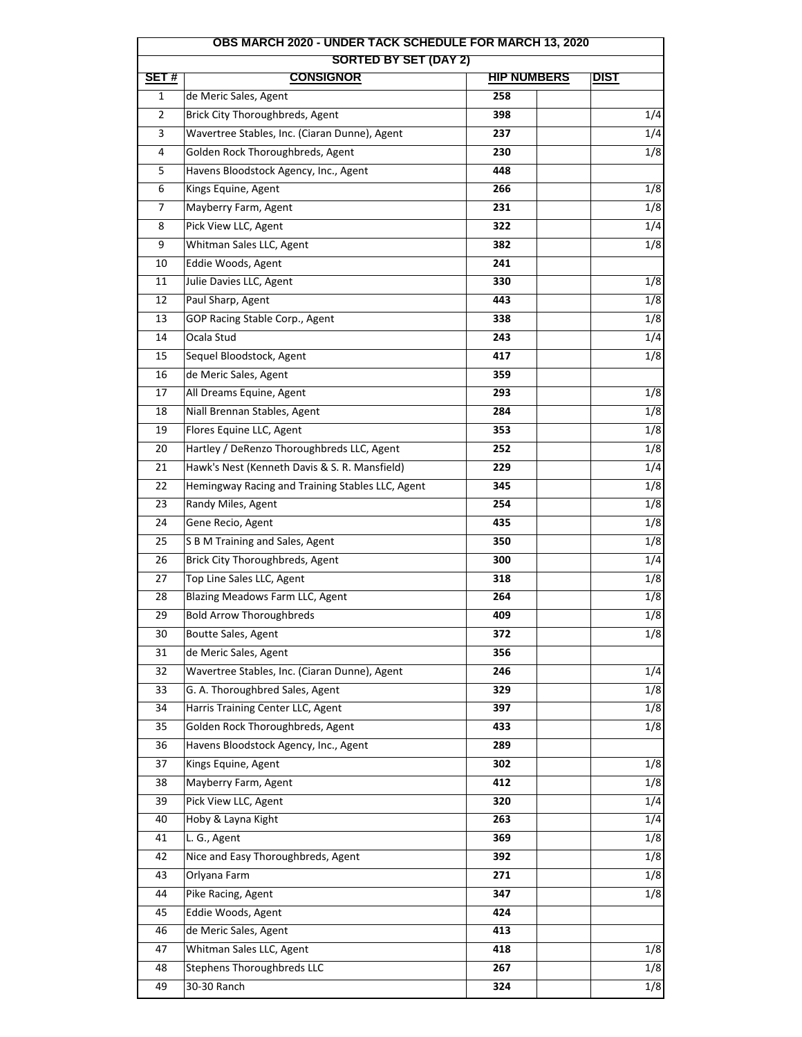| OBS MARCH 2020 - UNDER TACK SCHEDULE FOR MARCH 13, 2020 | | | | |
|---|---|---|---|---|
| SORTED BY SET (DAY 2) | | | | |
| **SET #** | **CONSIGNOR** | **HIP NUMBERS** | | **DIST** |
| 1 | de Meric Sales, Agent | **258** | | |
| 2 | Brick City Thoroughbreds, Agent | **398** | | 1/4 |
| 3 | Wavertree Stables, Inc. (Ciaran Dunne), Agent | **237** | | 1/4 |
| 4 | Golden Rock Thoroughbreds, Agent | **230** | | 1/8 |
| 5 | Havens Bloodstock Agency, Inc., Agent | **448** | | |
| 6 | Kings Equine, Agent | **266** | | 1/8 |
| 7 | Mayberry Farm, Agent | **231** | | 1/8 |
| 8 | Pick View LLC, Agent | **322** | | 1/4 |
| 9 | Whitman Sales LLC, Agent | **382** | | 1/8 |
| 10 | Eddie Woods, Agent | **241** | | |
| 11 | Julie Davies LLC, Agent | **330** | | 1/8 |
| 12 | Paul Sharp, Agent | **443** | | 1/8 |
| 13 | GOP Racing Stable Corp., Agent | **338** | | 1/8 |
| 14 | Ocala Stud | **243** | | 1/4 |
| 15 | Sequel Bloodstock, Agent | **417** | | 1/8 |
| 16 | de Meric Sales, Agent | **359** | | |
| 17 | All Dreams Equine, Agent | **293** | | 1/8 |
| 18 | Niall Brennan Stables, Agent | **284** | | 1/8 |
| 19 | Flores Equine LLC, Agent | **353** | | 1/8 |
| 20 | Hartley / DeRenzo Thoroughbreds LLC, Agent | **252** | | 1/8 |
| 21 | Hawk's Nest (Kenneth Davis & S. R. Mansfield) | **229** | | 1/4 |
| 22 | Hemingway Racing and Training Stables LLC, Agent | **345** | | 1/8 |
| 23 | Randy Miles, Agent | **254** | | 1/8 |
| 24 | Gene Recio, Agent | **435** | | 1/8 |
| 25 | S B M Training and Sales, Agent | **350** | | 1/8 |
| 26 | Brick City Thoroughbreds, Agent | **300** | | 1/4 |
| 27 | Top Line Sales LLC, Agent | **318** | | 1/8 |
| 28 | Blazing Meadows Farm LLC, Agent | **264** | | 1/8 |
| 29 | Bold Arrow Thoroughbreds | **409** | | 1/8 |
| 30 | Boutte Sales, Agent | **372** | | 1/8 |
| 31 | de Meric Sales, Agent | **356** | | |
| 32 | Wavertree Stables, Inc. (Ciaran Dunne), Agent | **246** | | 1/4 |
| 33 | G. A. Thoroughbred Sales, Agent | **329** | | 1/8 |
| 34 | Harris Training Center LLC, Agent | **397** | | 1/8 |
| 35 | Golden Rock Thoroughbreds, Agent | **433** | | 1/8 |
| 36 | Havens Bloodstock Agency, Inc., Agent | **289** | | |
| 37 | Kings Equine, Agent | **302** | | 1/8 |
| 38 | Mayberry Farm, Agent | **412** | | 1/8 |
| 39 | Pick View LLC, Agent | **320** | | 1/4 |
| 40 | Hoby & Layna Kight | **263** | | 1/4 |
| 41 | L. G., Agent | **369** | | 1/8 |
| 42 | Nice and Easy Thoroughbreds, Agent | **392** | | 1/8 |
| 43 | Orlyana Farm | **271** | | 1/8 |
| 44 | Pike Racing, Agent | **347** | | 1/8 |
| 45 | Eddie Woods, Agent | **424** | | |
| 46 | de Meric Sales, Agent | **413** | | |
| 47 | Whitman Sales LLC, Agent | **418** | | 1/8 |
| 48 | Stephens Thoroughbreds LLC | **267** | | 1/8 |
| 49 | 30-30 Ranch | **324** | | 1/8 |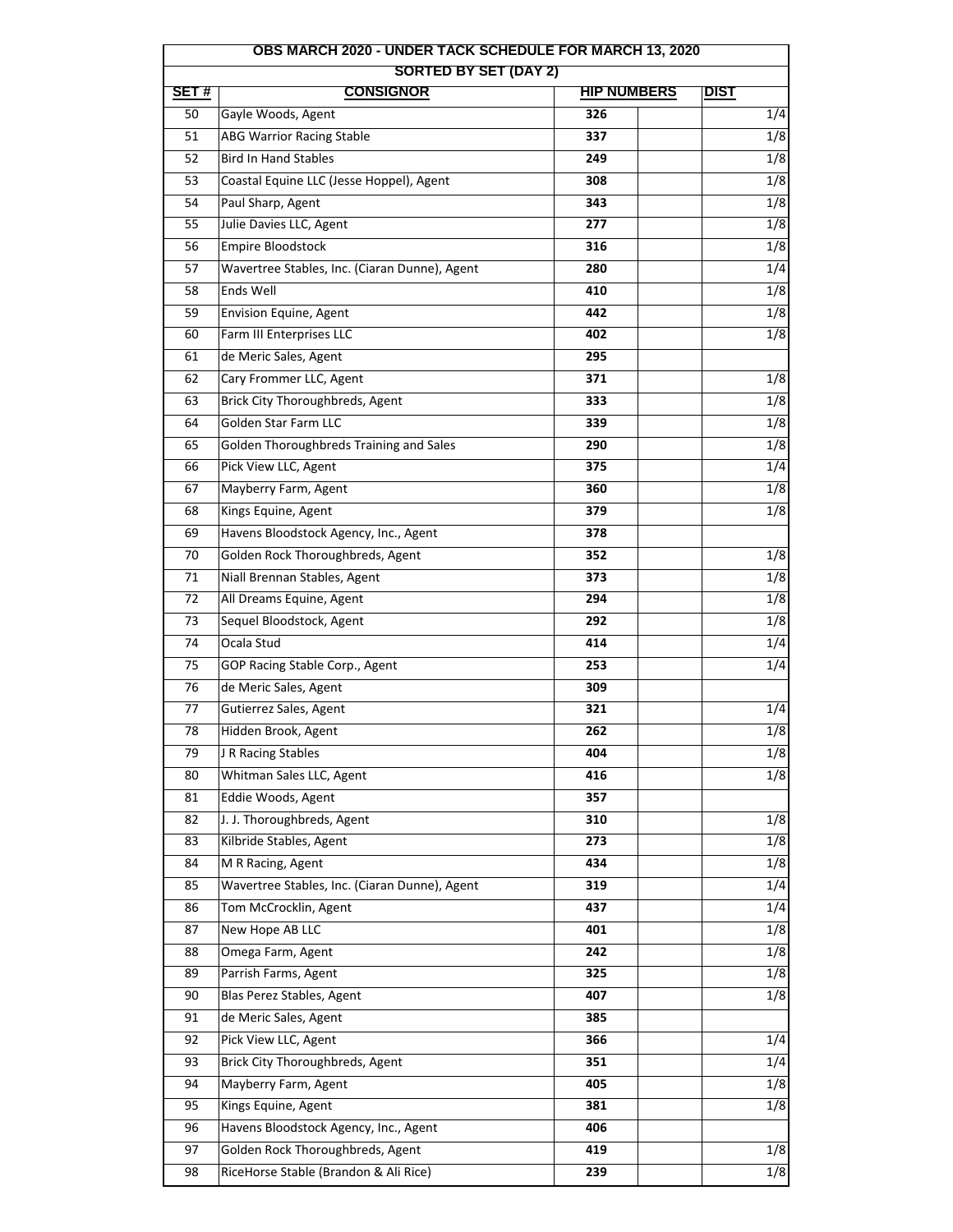| OBS MARCH 2020 - UNDER TACK SCHEDULE FOR MARCH 13, 2020 | | | | |
|---|---|---|---|---|
| SORTED BY SET (DAY 2) | | | | |
| SET # | CONSIGNOR | HIP NUMBERS | | DIST |
| 50 | Gayle Woods, Agent | 326 | | 1/4 |
| 51 | ABG Warrior Racing Stable | 337 | | 1/8 |
| 52 | Bird In Hand Stables | 249 | | 1/8 |
| 53 | Coastal Equine LLC (Jesse Hoppel), Agent | 308 | | 1/8 |
| 54 | Paul Sharp, Agent | 343 | | 1/8 |
| 55 | Julie Davies LLC, Agent | 277 | | 1/8 |
| 56 | Empire Bloodstock | 316 | | 1/8 |
| 57 | Wavertree Stables, Inc. (Ciaran Dunne), Agent | 280 | | 1/4 |
| 58 | Ends Well | 410 | | 1/8 |
| 59 | Envision Equine, Agent | 442 | | 1/8 |
| 60 | Farm III Enterprises LLC | 402 | | 1/8 |
| 61 | de Meric Sales, Agent | 295 | | |
| 62 | Cary Frommer LLC, Agent | 371 | | 1/8 |
| 63 | Brick City Thoroughbreds, Agent | 333 | | 1/8 |
| 64 | Golden Star Farm LLC | 339 | | 1/8 |
| 65 | Golden Thoroughbreds Training and Sales | 290 | | 1/8 |
| 66 | Pick View LLC, Agent | 375 | | 1/4 |
| 67 | Mayberry Farm, Agent | 360 | | 1/8 |
| 68 | Kings Equine, Agent | 379 | | 1/8 |
| 69 | Havens Bloodstock Agency, Inc., Agent | 378 | | |
| 70 | Golden Rock Thoroughbreds, Agent | 352 | | 1/8 |
| 71 | Niall Brennan Stables, Agent | 373 | | 1/8 |
| 72 | All Dreams Equine, Agent | 294 | | 1/8 |
| 73 | Sequel Bloodstock, Agent | 292 | | 1/8 |
| 74 | Ocala Stud | 414 | | 1/4 |
| 75 | GOP Racing Stable Corp., Agent | 253 | | 1/4 |
| 76 | de Meric Sales, Agent | 309 | | |
| 77 | Gutierrez Sales, Agent | 321 | | 1/4 |
| 78 | Hidden Brook, Agent | 262 | | 1/8 |
| 79 | J R Racing Stables | 404 | | 1/8 |
| 80 | Whitman Sales LLC, Agent | 416 | | 1/8 |
| 81 | Eddie Woods, Agent | 357 | | |
| 82 | J. J. Thoroughbreds, Agent | 310 | | 1/8 |
| 83 | Kilbride Stables, Agent | 273 | | 1/8 |
| 84 | M R Racing, Agent | 434 | | 1/8 |
| 85 | Wavertree Stables, Inc. (Ciaran Dunne), Agent | 319 | | 1/4 |
| 86 | Tom McCrocklin, Agent | 437 | | 1/4 |
| 87 | New Hope AB LLC | 401 | | 1/8 |
| 88 | Omega Farm, Agent | 242 | | 1/8 |
| 89 | Parrish Farms, Agent | 325 | | 1/8 |
| 90 | Blas Perez Stables, Agent | 407 | | 1/8 |
| 91 | de Meric Sales, Agent | 385 | | |
| 92 | Pick View LLC, Agent | 366 | | 1/4 |
| 93 | Brick City Thoroughbreds, Agent | 351 | | 1/4 |
| 94 | Mayberry Farm, Agent | 405 | | 1/8 |
| 95 | Kings Equine, Agent | 381 | | 1/8 |
| 96 | Havens Bloodstock Agency, Inc., Agent | 406 | | |
| 97 | Golden Rock Thoroughbreds, Agent | 419 | | 1/8 |
| 98 | RiceHorse Stable (Brandon & Ali Rice) | 239 | | 1/8 |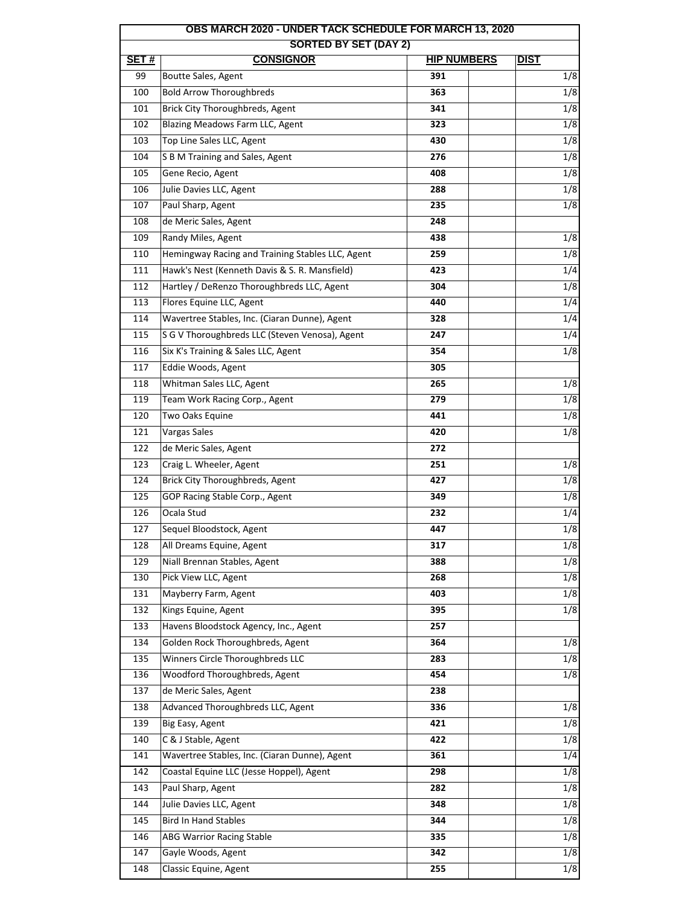**OBS MARCH 2020 - UNDER TACK SCHEDULE FOR MARCH 13, 2020**

**SORTED BY SET (DAY 2)**

| SET # | CONSIGNOR | HIP NUMBERS | | DIST |
|---|---|---|---|---|
| 99 | Boutte Sales, Agent | 391 | | 1/8 |
| 100 | Bold Arrow Thoroughbreds | 363 | | 1/8 |
| 101 | Brick City Thoroughbreds, Agent | 341 | | 1/8 |
| 102 | Blazing Meadows Farm LLC, Agent | 323 | | 1/8 |
| 103 | Top Line Sales LLC, Agent | 430 | | 1/8 |
| 104 | S B M Training and Sales, Agent | 276 | | 1/8 |
| 105 | Gene Recio, Agent | 408 | | 1/8 |
| 106 | Julie Davies LLC, Agent | 288 | | 1/8 |
| 107 | Paul Sharp, Agent | 235 | | 1/8 |
| 108 | de Meric Sales, Agent | 248 | | |
| 109 | Randy Miles, Agent | 438 | | 1/8 |
| 110 | Hemingway Racing and Training Stables LLC, Agent | 259 | | 1/8 |
| 111 | Hawk's Nest (Kenneth Davis & S. R. Mansfield) | 423 | | 1/4 |
| 112 | Hartley / DeRenzo Thoroughbreds LLC, Agent | 304 | | 1/8 |
| 113 | Flores Equine LLC, Agent | 440 | | 1/4 |
| 114 | Wavertree Stables, Inc. (Ciaran Dunne), Agent | 328 | | 1/4 |
| 115 | S G V Thoroughbreds LLC (Steven Venosa), Agent | 247 | | 1/4 |
| 116 | Six K's Training & Sales LLC, Agent | 354 | | 1/8 |
| 117 | Eddie Woods, Agent | 305 | | |
| 118 | Whitman Sales LLC, Agent | 265 | | 1/8 |
| 119 | Team Work Racing Corp., Agent | 279 | | 1/8 |
| 120 | Two Oaks Equine | 441 | | 1/8 |
| 121 | Vargas Sales | 420 | | 1/8 |
| 122 | de Meric Sales, Agent | 272 | | |
| 123 | Craig L. Wheeler, Agent | 251 | | 1/8 |
| 124 | Brick City Thoroughbreds, Agent | 427 | | 1/8 |
| 125 | GOP Racing Stable Corp., Agent | 349 | | 1/8 |
| 126 | Ocala Stud | 232 | | 1/4 |
| 127 | Sequel Bloodstock, Agent | 447 | | 1/8 |
| 128 | All Dreams Equine, Agent | 317 | | 1/8 |
| 129 | Niall Brennan Stables, Agent | 388 | | 1/8 |
| 130 | Pick View LLC, Agent | 268 | | 1/8 |
| 131 | Mayberry Farm, Agent | 403 | | 1/8 |
| 132 | Kings Equine, Agent | 395 | | 1/8 |
| 133 | Havens Bloodstock Agency, Inc., Agent | 257 | | |
| 134 | Golden Rock Thoroughbreds, Agent | 364 | | 1/8 |
| 135 | Winners Circle Thoroughbreds LLC | 283 | | 1/8 |
| 136 | Woodford Thoroughbreds, Agent | 454 | | 1/8 |
| 137 | de Meric Sales, Agent | 238 | | |
| 138 | Advanced Thoroughbreds LLC, Agent | 336 | | 1/8 |
| 139 | Big Easy, Agent | 421 | | 1/8 |
| 140 | C & J Stable, Agent | 422 | | 1/8 |
| 141 | Wavertree Stables, Inc. (Ciaran Dunne), Agent | 361 | | 1/4 |
| 142 | Coastal Equine LLC (Jesse Hoppel), Agent | 298 | | 1/8 |
| 143 | Paul Sharp, Agent | 282 | | 1/8 |
| 144 | Julie Davies LLC, Agent | 348 | | 1/8 |
| 145 | Bird In Hand Stables | 344 | | 1/8 |
| 146 | ABG Warrior Racing Stable | 335 | | 1/8 |
| 147 | Gayle Woods, Agent | 342 | | 1/8 |
| 148 | Classic Equine, Agent | 255 | | 1/8 |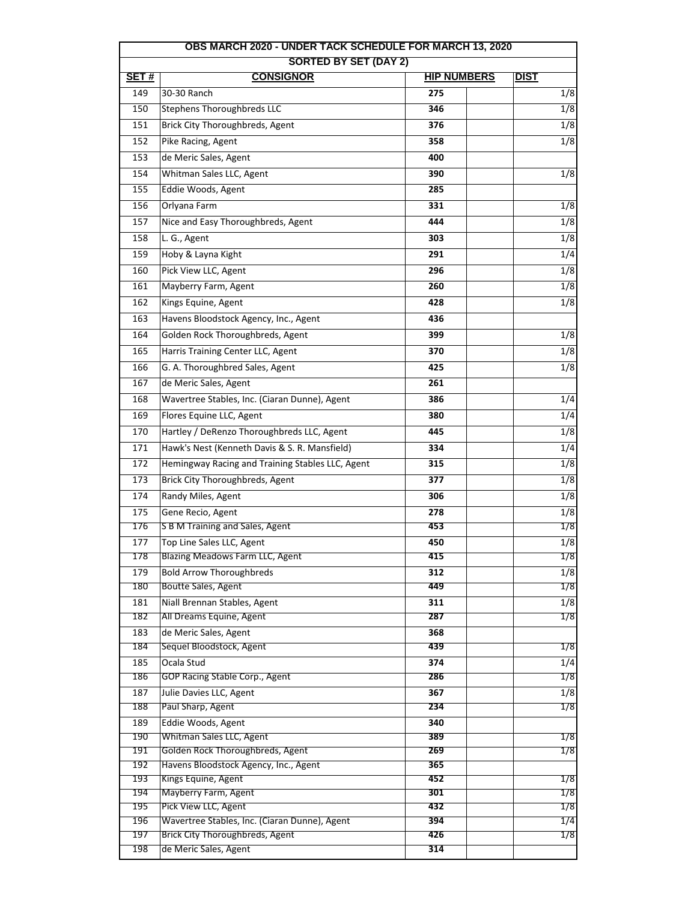| OBS MARCH 2020 - UNDER TACK SCHEDULE FOR MARCH 13, 2020 | | | | |
|---|---|---|---|---|
| SORTED BY SET (DAY 2) | | | | |
| **SET #** | **CONSIGNOR** | **HIP NUMBERS** | | **DIST** |
| 149 | 30-30 Ranch | 275 | | 1/8 |
| 150 | Stephens Thoroughbreds LLC | 346 | | 1/8 |
| 151 | Brick City Thoroughbreds, Agent | 376 | | 1/8 |
| 152 | Pike Racing, Agent | 358 | | 1/8 |
| 153 | de Meric Sales, Agent | 400 | | |
| 154 | Whitman Sales LLC, Agent | 390 | | 1/8 |
| 155 | Eddie Woods, Agent | 285 | | |
| 156 | Orlyana Farm | 331 | | 1/8 |
| 157 | Nice and Easy Thoroughbreds, Agent | 444 | | 1/8 |
| 158 | L. G., Agent | 303 | | 1/8 |
| 159 | Hoby & Layna Kight | 291 | | 1/4 |
| 160 | Pick View LLC, Agent | 296 | | 1/8 |
| 161 | Mayberry Farm, Agent | 260 | | 1/8 |
| 162 | Kings Equine, Agent | 428 | | 1/8 |
| 163 | Havens Bloodstock Agency, Inc., Agent | 436 | | |
| 164 | Golden Rock Thoroughbreds, Agent | 399 | | 1/8 |
| 165 | Harris Training Center LLC, Agent | 370 | | 1/8 |
| 166 | G. A. Thoroughbred Sales, Agent | 425 | | 1/8 |
| 167 | de Meric Sales, Agent | 261 | | |
| 168 | Wavertree Stables, Inc. (Ciaran Dunne), Agent | 386 | | 1/4 |
| 169 | Flores Equine LLC, Agent | 380 | | 1/4 |
| 170 | Hartley / DeRenzo Thoroughbreds LLC, Agent | 445 | | 1/8 |
| 171 | Hawk's Nest (Kenneth Davis & S. R. Mansfield) | 334 | | 1/4 |
| 172 | Hemingway Racing and Training Stables LLC, Agent | 315 | | 1/8 |
| 173 | Brick City Thoroughbreds, Agent | 377 | | 1/8 |
| 174 | Randy Miles, Agent | 306 | | 1/8 |
| 175 | Gene Recio, Agent | 278 | | 1/8 |
| 176 | S B M Training and Sales, Agent | 453 | | 1/8 |
| 177 | Top Line Sales LLC, Agent | 450 | | 1/8 |
| 178 | Blazing Meadows Farm LLC, Agent | 415 | | 1/8 |
| 179 | Bold Arrow Thoroughbreds | 312 | | 1/8 |
| 180 | Boutte Sales, Agent | 449 | | 1/8 |
| 181 | Niall Brennan Stables, Agent | 311 | | 1/8 |
| 182 | All Dreams Equine, Agent | 287 | | 1/8 |
| 183 | de Meric Sales, Agent | 368 | | |
| 184 | Sequel Bloodstock, Agent | 439 | | 1/8 |
| 185 | Ocala Stud | 374 | | 1/4 |
| 186 | GOP Racing Stable Corp., Agent | 286 | | 1/8 |
| 187 | Julie Davies LLC, Agent | 367 | | 1/8 |
| 188 | Paul Sharp, Agent | 234 | | 1/8 |
| 189 | Eddie Woods, Agent | 340 | | |
| 190 | Whitman Sales LLC, Agent | 389 | | 1/8 |
| 191 | Golden Rock Thoroughbreds, Agent | 269 | | 1/8 |
| 192 | Havens Bloodstock Agency, Inc., Agent | 365 | | |
| 193 | Kings Equine, Agent | 452 | | 1/8 |
| 194 | Mayberry Farm, Agent | 301 | | 1/8 |
| 195 | Pick View LLC, Agent | 432 | | 1/8 |
| 196 | Wavertree Stables, Inc. (Ciaran Dunne), Agent | 394 | | 1/4 |
| 197 | Brick City Thoroughbreds, Agent | 426 | | 1/8 |
| 198 | de Meric Sales, Agent | 314 | | |